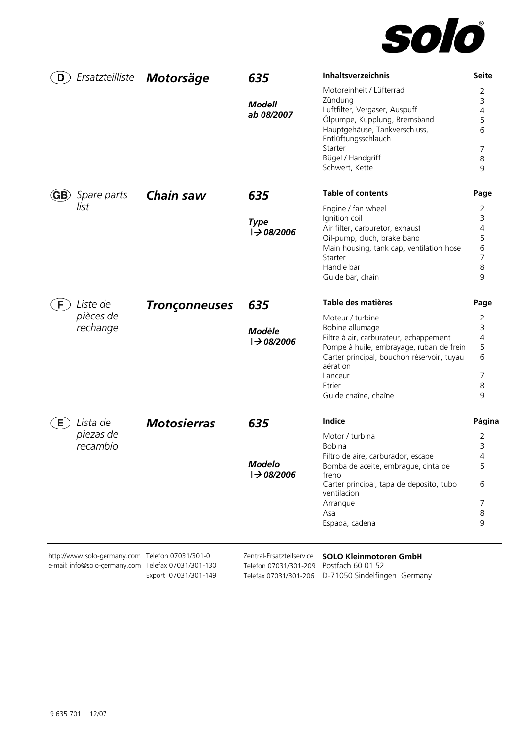**solo**®

## (D) *Ersatzteilliste* ***Motorsäge*** ***635***

***Modell ab 08/2007***

| Inhaltsverzeichnis | Seite |
|---|---|
| Motoreinheit / Lüfterrad | 2 |
| Zündung | 3 |
| Luftfilter, Vergaser, Auspuff | 4 |
| Ölpumpe, Kupplung, Bremsband | 5 |
| Hauptgehäuse, Tankverschluss, Entlüftungsschlauch | 6 |
| Starter | 7 |
| Bügel / Handgriff | 8 |
| Schwert, Kette | 9 |

## (GB) *Spare parts list* ***Chain saw*** ***635***

***Type |→ 08/2006***

| Table of contents | Page |
|---|---|
| Engine / fan wheel | 2 |
| Ignition coil | 3 |
| Air filter, carburetor, exhaust | 4 |
| Oil-pump, cluch, brake band | 5 |
| Main housing, tank cap, ventilation hose | 6 |
| Starter | 7 |
| Handle bar | 8 |
| Guide bar, chain | 9 |

## (F) *Liste de pièces de rechange* ***Tronçonneuses*** ***635***

***Modèle |→ 08/2006***

| Table des matières | Page |
|---|---|
| Moteur / turbine | 2 |
| Bobine allumage | 3 |
| Filtre à air, carburateur, echappement | 4 |
| Pompe à huile, embrayage, ruban de frein | 5 |
| Carter principal, bouchon réservoir, tuyau aération | 6 |
| Lanceur | 7 |
| Etrier | 8 |
| Guide chaîne, chaîne | 9 |

## (E) *Lista de piezas de recambio* ***Motosierras*** ***635***

***Modelo |→ 08/2006***

| Indice | Página |
|---|---|
| Motor / turbina | 2 |
| Bobina | 3 |
| Filtro de aire, carburador, escape | 4 |
| Bomba de aceite, embrague, cinta de freno | 5 |
| Carter principal, tapa de deposito, tubo ventilacion | 6 |
| Arranque | 7 |
| Asa | 8 |
| Espada, cadena | 9 |

---

http://www.solo-germany.com Telefon 07031/301-0
e-mail: info@solo-germany.com Telefax 07031/301-130
Export 07031/301-149

Zentral-Ersatzteilservice
Telefon 07031/301-209
Telefax 07031/301-206

**SOLO Kleinmotoren GmbH**
Postfach 60 01 52
D-71050 Sindelfingen Germany

9 635 701 12/07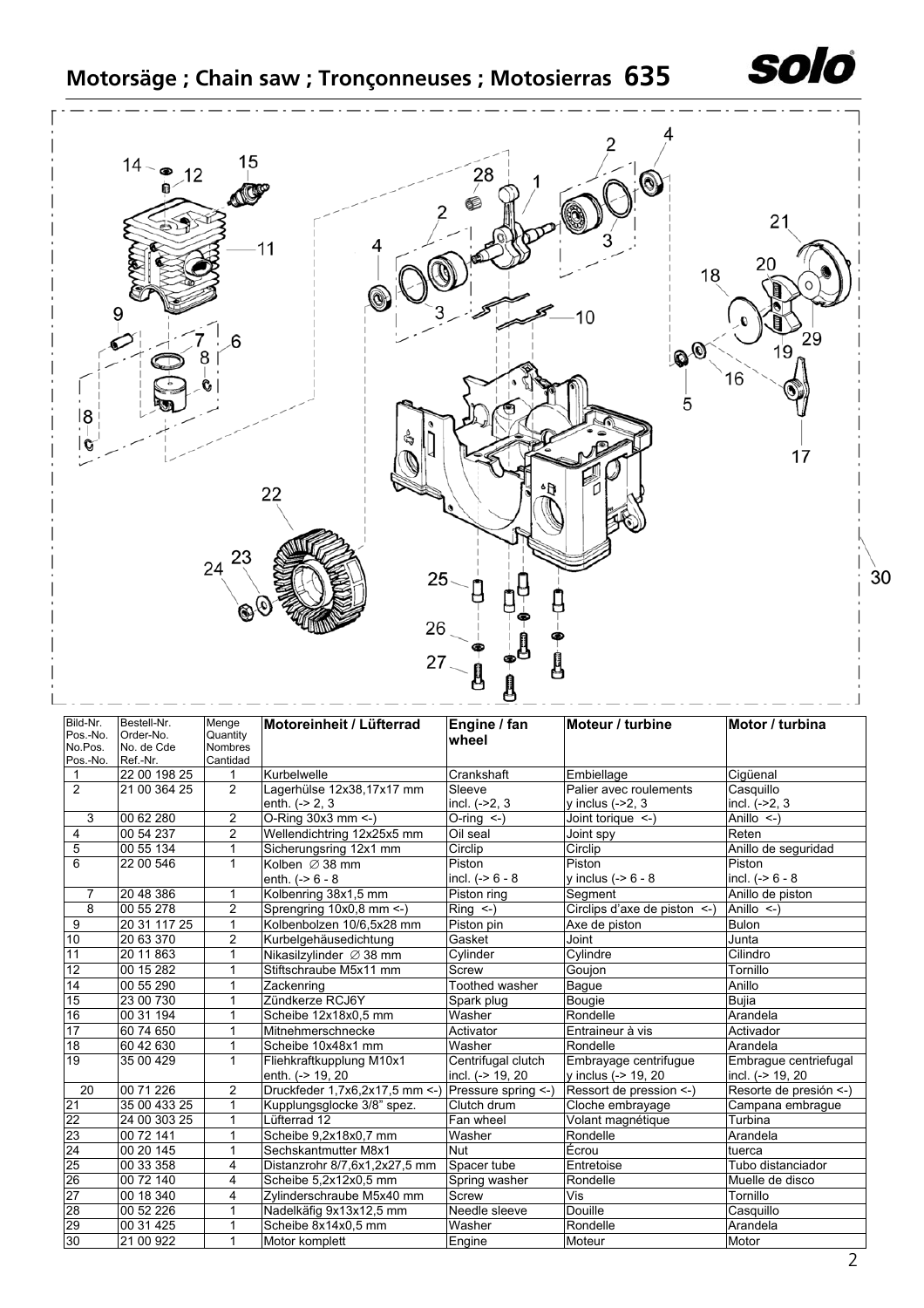# Motorsäge ; Chain saw ; Tronçonneuses ; Motosierras 635

| Bild-Nr. Pos.-No. No.Pos. Pos.-No. | Bestell-Nr. Order-No. No. de Cde Ref.-Nr. | Menge Quantity Nombres Cantidad | Motoreinheit / Lüfterrad | Engine / fan wheel | Moteur / turbine | Motor / turbina |
|---|---|---|---|---|---|---|
| 1 | 22 00 198 25 | 1 | Kurbelwelle | Crankshaft | Embiellage | Cigüenal |
| 2 | 21 00 364 25 | 2 | Lagerhülse 12x38,17x17 mm enth. (-> 2, 3 | Sleeve incl. (->2, 3 | Palier avec roulements y inclus (->2, 3 | Casquillo incl. (->2, 3 |
| 3 | 00 62 280 | 2 | O-Ring 30x3 mm <-) | O-ring <-) | Joint torique <-) | Anillo <-) |
| 4 | 00 54 237 | 2 | Wellendichtring 12x25x5 mm | Oil seal | Joint spy | Reten |
| 5 | 00 55 134 | 1 | Sicherungsring 12x1 mm | Circlip | Circlip | Anillo de seguridad |
| 6 | 22 00 546 | 1 | Kolben ∅ 38 mm enth. (-> 6 - 8 | Piston incl. (-> 6 - 8 | Piston y inclus (-> 6 - 8 | Piston incl. (-> 6 - 8 |
| 7 | 20 48 386 | 1 | Kolbenring 38x1,5 mm | Piston ring | Segment | Anillo de piston |
| 8 | 00 55 278 | 2 | Sprengring 10x0,8 mm <-) | Ring <-) | Circlips d'axe de piston <-) | Anillo <-) |
| 9 | 20 31 117 25 | 1 | Kolbenbolzen 10/6,5x28 mm | Piston pin | Axe de piston | Bulon |
| 10 | 20 63 370 | 2 | Kurbelgehäusedichtung | Gasket | Joint | Junta |
| 11 | 20 11 863 | 1 | Nikasilzylinder ∅ 38 mm | Cylinder | Cylindre | Cilindro |
| 12 | 00 15 282 | 1 | Stiftschraube M5x11 mm | Screw | Goujon | Tornillo |
| 14 | 00 55 290 | 1 | Zackenring | Toothed washer | Bague | Anillo |
| 15 | 23 00 730 | 1 | Zündkerze RCJ6Y | Spark plug | Bougie | Bujia |
| 16 | 00 31 194 | 1 | Scheibe 12x18x0,5 mm | Washer | Rondelle | Arandela |
| 17 | 60 74 650 | 1 | Mitnehmerschnecke | Activator | Entraineur à vis | Activador |
| 18 | 60 42 630 | 1 | Scheibe 10x48x1 mm | Washer | Rondelle | Arandela |
| 19 | 35 00 429 | 1 | Fliehkraftkupplung M10x1 enth. (-> 19, 20 | Centrifugal clutch incl. (-> 19, 20 | Embrayage centrifugue y inclus (-> 19, 20 | Embrague centriefugal incl. (-> 19, 20 |
| 20 | 00 71 226 | 2 | Druckfeder 1,7x6,2x17,5 mm <-) | Pressure spring <-) | Ressort de pression <-) | Resorte de presión <-) |
| 21 | 35 00 433 25 | 1 | Kupplungsglocke 3/8" spez. | Clutch drum | Cloche embrayage | Campana embrague |
| 22 | 24 00 303 25 | 1 | Lüfterrad 12 | Fan wheel | Volant magnétique | Turbina |
| 23 | 00 72 141 | 1 | Scheibe 9,2x18x0,7 mm | Washer | Rondelle | Arandela |
| 24 | 00 20 145 | 1 | Sechskantmutter M8x1 | Nut | Écrou | tuerca |
| 25 | 00 33 358 | 4 | Distanzrohr 8/7,6x1,2x27,5 mm | Spacer tube | Entretoise | Tubo distanciador |
| 26 | 00 72 140 | 4 | Scheibe 5,2x12x0,5 mm | Spring washer | Rondelle | Muelle de disco |
| 27 | 00 18 340 | 4 | Zylinderschraube M5x40 mm | Screw | Vis | Tornillo |
| 28 | 00 52 226 | 1 | Nadelkäfig 9x13x12,5 mm | Needle sleeve | Douille | Casquillo |
| 29 | 00 31 425 | 1 | Scheibe 8x14x0,5 mm | Washer | Rondelle | Arandela |
| 30 | 21 00 922 | 1 | Motor komplett | Engine | Moteur | Motor |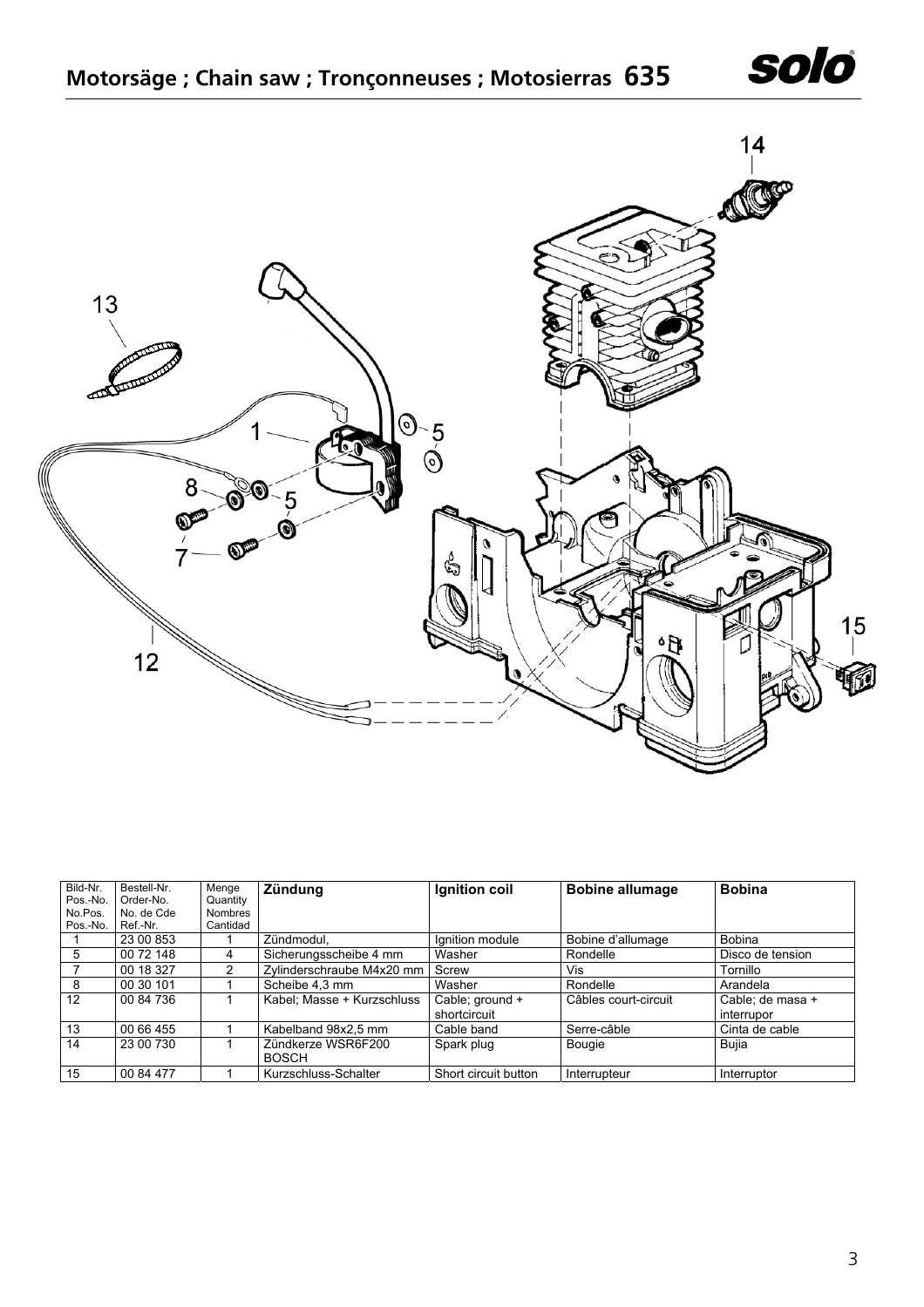# Motorsäge ; Chain saw ; Tronçonneuses ; Motosierras 635

| Bild-Nr. Pos.-No. No.Pos. Pos.-No. | Bestell-Nr. Order-No. No. de Cde Ref.-Nr. | Menge Quantity Nombres Cantidad | **Zündung** | **Ignition coil** | **Bobine allumage** | **Bobina** |
|---|---|---|---|---|---|---|
| 1 | 23 00 853 | 1 | Zündmodul, | Ignition module | Bobine d'allumage | Bobina |
| 5 | 00 72 148 | 4 | Sicherungsscheibe 4 mm | Washer | Rondelle | Disco de tension |
| 7 | 00 18 327 | 2 | Zylinderschraube M4x20 mm | Screw | Vis | Tornillo |
| 8 | 00 30 101 | 1 | Scheibe 4,3 mm | Washer | Rondelle | Arandela |
| 12 | 00 84 736 | 1 | Kabel; Masse + Kurzschluss | Cable; ground + shortcircuit | Câbles court-circuit | Cable; de masa + interrupor |
| 13 | 00 66 455 | 1 | Kabelband 98x2,5 mm | Cable band | Serre-câble | Cinta de cable |
| 14 | 23 00 730 | 1 | Zündkerze WSR6F200 BOSCH | Spark plug | Bougie | Bujia |
| 15 | 00 84 477 | 1 | Kurzschluss-Schalter | Short circuit button | Interrupteur | Interruptor |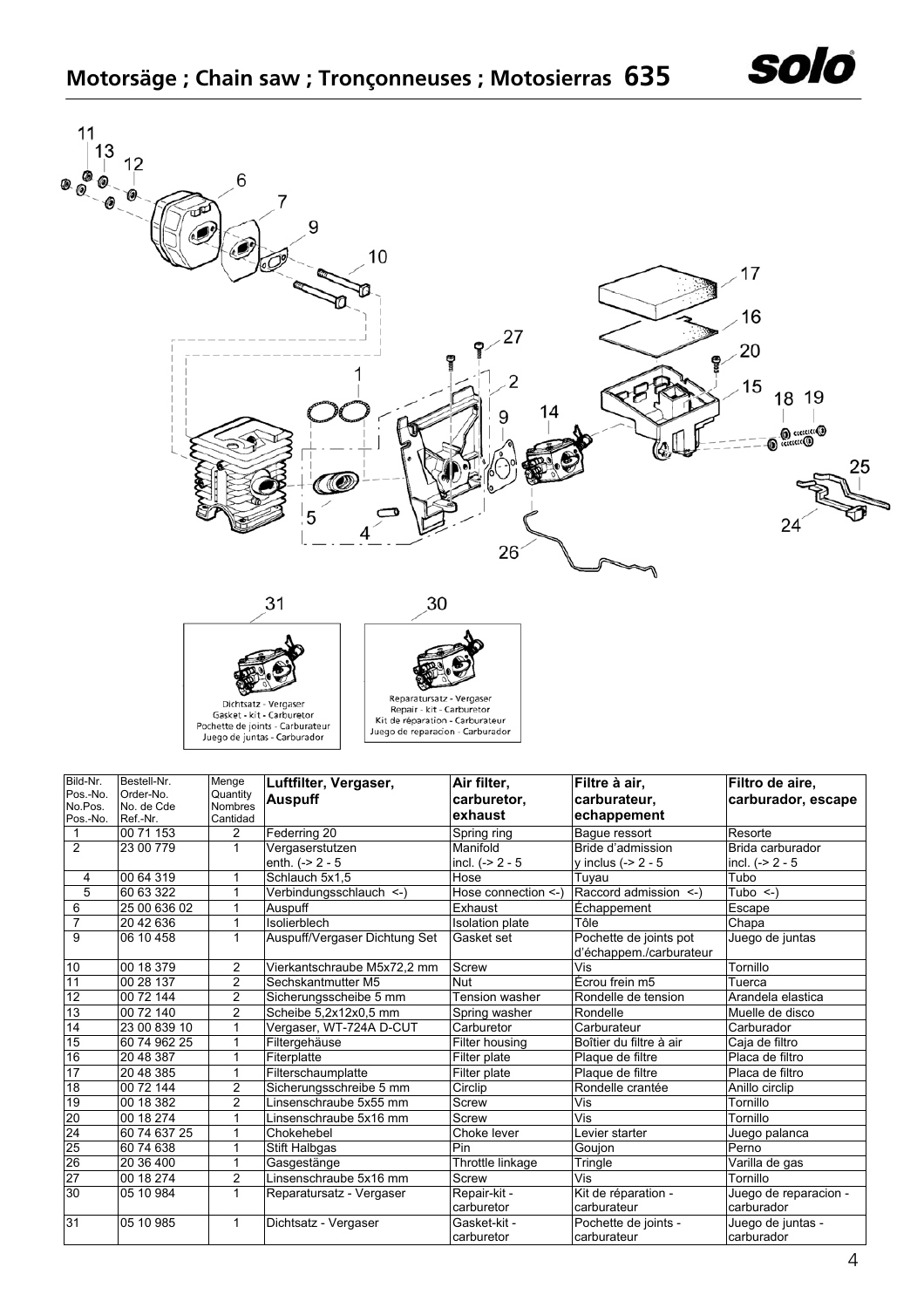# Motorsäge ; Chain saw ; Tronçonneuses ; Motosierras 635

Dichtsatz - Vergaser
Gasket - kit - Carburetor
Pochette de joints - Carburateur
Juego de juntas - Carburador

Reparatursatz - Vergaser
Repair - kit - Carburetor
Kit de réparation - Carburateur
Juego de reparacion - Carburador

| Bild-Nr. Pos.-No. No.Pos. Pos.-No. | Bestell-Nr. Order-No. No. de Cde Ref.-Nr. | Menge Quantity Nombres Cantidad | **Luftfilter, Vergaser, Auspuff** | **Air filter, carburetor, exhaust** | **Filtre à air, carburateur, echappement** | **Filtro de aire, carburador, escape** |
|---|---|---|---|---|---|---|
| 1 | 00 71 153 | 2 | Federring 20 | Spring ring | Bague ressort | Resorte |
| 2 | 23 00 779 | 1 | Vergaserstutzen enth. (-> 2 - 5 | Manifold incl. (-> 2 - 5 | Bride d'admission y inclus (-> 2 - 5 | Brida carburador incl. (-> 2 - 5 |
| 4 | 00 64 319 | 1 | Schlauch 5x1,5 | Hose | Tuyau | Tubo |
| 5 | 60 63 322 | 1 | Verbindungsschlauch <-) | Hose connection <-) | Raccord admission <-) | Tubo <-) |
| 6 | 25 00 636 02 | 1 | Auspuff | Exhaust | Échappement | Escape |
| 7 | 20 42 636 | 1 | Isolierblech | Isolation plate | Tôle | Chapa |
| 9 | 06 10 458 | 1 | Auspuff/Vergaser Dichtung Set | Gasket set | Pochette de joints pot d'échappem./carburateur | Juego de juntas |
| 10 | 00 18 379 | 2 | Vierkantschraube M5x72,2 mm | Screw | Vis | Tornillo |
| 11 | 00 28 137 | 2 | Sechskantmutter M5 | Nut | Écrou frein m5 | Tuerca |
| 12 | 00 72 144 | 2 | Sicherungsscheibe 5 mm | Tension washer | Rondelle de tension | Arandela elastica |
| 13 | 00 72 140 | 2 | Scheibe 5,2x12x0,5 mm | Spring washer | Rondelle | Muelle de disco |
| 14 | 23 00 839 10 | 1 | Vergaser, WT-724A D-CUT | Carburetor | Carburateur | Carburador |
| 15 | 60 74 962 25 | 1 | Filtergehäuse | Filter housing | Boîtier du filtre à air | Caja de filtro |
| 16 | 20 48 387 | 1 | Fiterplatte | Filter plate | Plaque de filtre | Placa de filtro |
| 17 | 20 48 385 | 1 | Filterschaumplatte | Filter plate | Plaque de filtre | Placa de filtro |
| 18 | 00 72 144 | 2 | Sicherungsschreibe 5 mm | Circlip | Rondelle crantée | Anillo circlip |
| 19 | 00 18 382 | 2 | Linsenschraube 5x55 mm | Screw | Vis | Tornillo |
| 20 | 00 18 274 | 1 | Linsenschraube 5x16 mm | Screw | Vis | Tornillo |
| 24 | 60 74 637 25 | 1 | Chokehebel | Choke lever | Levier starter | Juego palanca |
| 25 | 60 74 638 | 1 | Stift Halbgas | Pin | Goujon | Perno |
| 26 | 20 36 400 | 1 | Gasgestänge | Throttle linkage | Tringle | Varilla de gas |
| 27 | 00 18 274 | 2 | Linsenschraube 5x16 mm | Screw | Vis | Tornillo |
| 30 | 05 10 984 | 1 | Reparatursatz - Vergaser | Repair-kit - carburetor | Kit de réparation - carburateur | Juego de reparacion - carburador |
| 31 | 05 10 985 | 1 | Dichtsatz - Vergaser | Gasket-kit - carburetor | Pochette de joints - carburateur | Juego de juntas - carburador |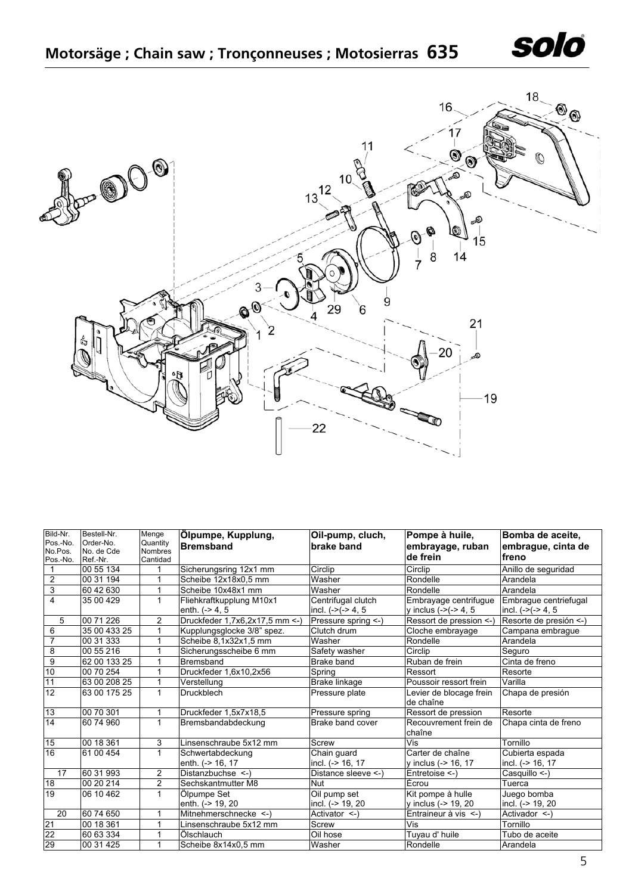# Motorsäge ; Chain saw ; Tronçonneuses ; Motosierras 635

| Bild-Nr. Pos.-No. No.Pos. Pos.-No. | Bestell-Nr. Order-No. No. de Cde Ref.-Nr. | Menge Quantity Nombres Cantidad | **Ölpumpe, Kupplung, Bremsband** | **Oil-pump, cluch, brake band** | **Pompe à huile, embrayage, ruban de frein** | **Bomba de aceite, embrague, cinta de freno** |
|---|---|---|---|---|---|---|
| 1 | 00 55 134 | 1 | Sicherungsring 12x1 mm | Circlip | Circlip | Anillo de seguridad |
| 2 | 00 31 194 | 1 | Scheibe 12x18x0,5 mm | Washer | Rondelle | Arandela |
| 3 | 60 42 630 | 1 | Scheibe 10x48x1 mm | Washer | Rondelle | Arandela |
| 4 | 35 00 429 | 1 | Fliehkraftkupplung M10x1 enth. (-> 4, 5 | Centrifugal clutch incl. (->(-> 4, 5 | Embrayage centrifugue y inclus (->(-> 4, 5 | Embrague centriefugal incl. (->(-> 4, 5 |
| 5 | 00 71 226 | 2 | Druckfeder 1,7x6,2x17,5 mm <-) | Pressure spring <-) | Ressort de pression <-) | Resorte de presión <-) |
| 6 | 35 00 433 25 | 1 | Kupplungsglocke 3/8" spez. | Clutch drum | Cloche embrayage | Campana embrague |
| 7 | 00 31 333 | 1 | Scheibe 8,1x32x1,5 mm | Washer | Rondelle | Arandela |
| 8 | 00 55 216 | 1 | Sicherungsscheibe 6 mm | Safety washer | Circlip | Seguro |
| 9 | 62 00 133 25 | 1 | Bremsband | Brake band | Ruban de frein | Cinta de freno |
| 10 | 00 70 254 | 1 | Druckfeder 1,6x10,2x56 | Spring | Ressort | Resorte |
| 11 | 63 00 208 25 | 1 | Verstellung | Brake linkage | Poussoir ressort frein | Varilla |
| 12 | 63 00 175 25 | 1 | Druckblech | Pressure plate | Levier de blocage frein de chaîne | Chapa de presión |
| 13 | 00 70 301 | 1 | Druckfeder 1,5x7x18,5 | Pressure spring | Ressort de pression | Resorte |
| 14 | 60 74 960 | 1 | Bremsbandabdeckung | Brake band cover | Recouvrement frein de chaîne | Chapa cinta de freno |
| 15 | 00 18 361 | 3 | Linsenschraube 5x12 mm | Screw | Vis | Tornillo |
| 16 | 61 00 454 | 1 | Schwertabdeckung enth. (-> 16, 17 | Chain guard incl. (-> 16, 17 | Carter de chaîne y inclus (-> 16, 17 | Cubierta espada incl. (-> 16, 17 |
| 17 | 60 31 993 | 2 | Distanzbuchse <-) | Distance sleeve <-) | Entretoise <-) | Casquillo <-) |
| 18 | 00 20 214 | 2 | Sechskantmutter M8 | Nut | Écrou | Tuerca |
| 19 | 06 10 462 | 1 | Ölpumpe Set enth. (-> 19, 20 | Oil pump set incl. (-> 19, 20 | Kit pompe à hulle y inclus (-> 19, 20 | Juego bomba incl. (-> 19, 20 |
| 20 | 60 74 650 | 1 | Mitnehmerschnecke <-) | Activator <-) | Entraineur à vis <-) | Activador <-) |
| 21 | 00 18 361 | 1 | Linsenschraube 5x12 mm | Screw | Vis | Tornillo |
| 22 | 60 63 334 | 1 | Ölschlauch | Oil hose | Tuyau d' huile | Tubo de aceite |
| 29 | 00 31 425 | 1 | Scheibe 8x14x0,5 mm | Washer | Rondelle | Arandela |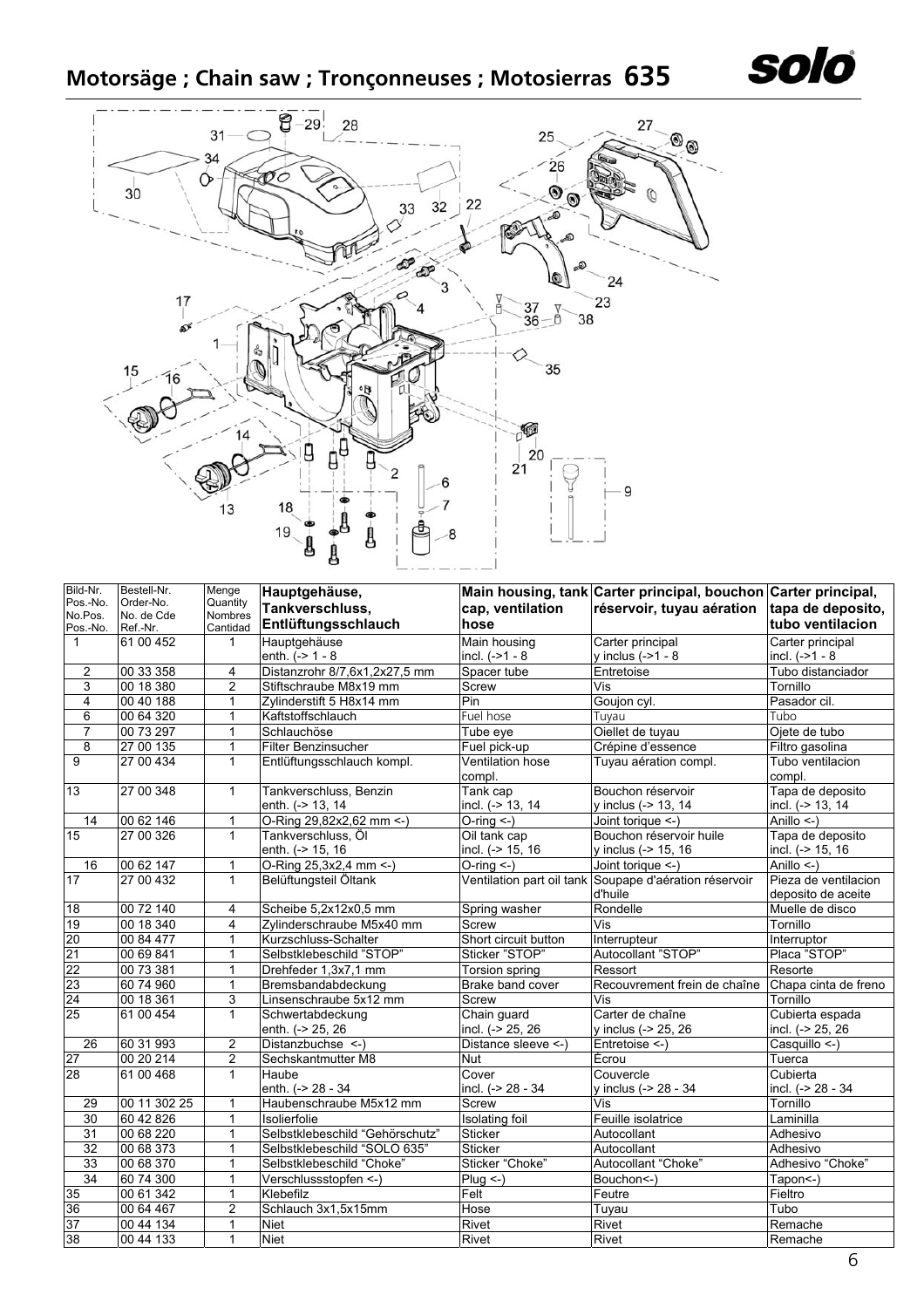# Motorsäge ; Chain saw ; Tronçonneuses ; Motosierras 635

| Bild-Nr. Pos.-No. No.Pos. Pos.-No. | Bestell-Nr. Order-No. No. de Cde Ref.-Nr. | Menge Quantity Nombres Cantidad | Hauptgehäuse, Tankverschluss, Entlüftungsschlauch | Main housing, tank cap, ventilation hose | Carter principal, bouchon réservoir, tuyau aération | Carter principal, tapa de deposito, tubo ventilacion |
|---|---|---|---|---|---|---|
| 1 | 61 00 452 | 1 | Hauptgehäuse enth. (-> 1 - 8 | Main housing incl. (->1 - 8 | Carter principal y inclus (->1 - 8 | Carter principal incl. (->1 - 8 |
| 2 | 00 33 358 | 4 | Distanzrohr 8/7,6x1,2x27,5 mm | Spacer tube | Entretoise | Tubo distanciador |
| 3 | 00 18 380 | 2 | Stiftschraube M8x19 mm | Screw | Vis | Tornillo |
| 4 | 00 40 188 | 1 | Zylinderstift 5 H8x14 mm | Pin | Goujon cyl. | Pasador cil. |
| 6 | 00 64 320 | 1 | Kaftstoffschlauch | Fuel hose | Tuyau | Tubo |
| 7 | 00 73 297 | 1 | Schlauchöse | Tube eye | Oiellet de tuyau | Ojete de tubo |
| 8 | 27 00 135 | 1 | Filter Benzinsucher | Fuel pick-up | Crépine d'essence | Filtro gasolina |
| 9 | 27 00 434 | 1 | Entlüftungsschlauch kompl. | Ventilation hose compl. | Tuyau aération compl. | Tubo ventilacion compl. |
| 13 | 27 00 348 | 1 | Tankverschluss, Benzin enth. (-> 13, 14 | Tank cap incl. (-> 13, 14 | Bouchon réservoir y inclus (-> 13, 14 | Tapa de deposito incl. (-> 13, 14 |
| 14 | 00 62 146 | 1 | O-Ring 29,82x2,62 mm <-) | O-ring <-) | Joint torique <-) | Anillo <-) |
| 15 | 27 00 326 | 1 | Tankverschluss, Öl enth. (-> 15, 16 | Oil tank cap incl. (-> 15, 16 | Bouchon réservoir huile y inclus (-> 15, 16 | Tapa de deposito incl. (-> 15, 16 |
| 16 | 00 62 147 | 1 | O-Ring 25,3x2,4 mm <-) | O-ring <-) | Joint torique <-) | Anillo <-) |
| 17 | 27 00 432 | 1 | Belüftungsteil Öltank | Ventilation part oil tank | Soupape d'aération réservoir d'huile | Pieza de ventilacion deposito de aceite |
| 18 | 00 72 140 | 4 | Scheibe 5,2x12x0,5 mm | Spring washer | Rondelle | Muelle de disco |
| 19 | 00 18 340 | 4 | Zylinderschraube M5x40 mm | Screw | Vis | Tornillo |
| 20 | 00 84 477 | 1 | Kurzschluss-Schalter | Short circuit button | Interrupteur | Interruptor |
| 21 | 00 69 841 | 1 | Selbstklebeschild "STOP" | Sticker "STOP" | Autocollant "STOP" | Placa "STOP" |
| 22 | 00 73 381 | 1 | Drehfeder 1,3x7,1 mm | Torsion spring | Ressort | Resorte |
| 23 | 60 74 960 | 1 | Bremsbandabdeckung | Brake band cover | Recouvrement frein de chaîne | Chapa cinta de freno |
| 24 | 00 18 361 | 3 | Linsenschraube 5x12 mm | Screw | Vis | Tornillo |
| 25 | 61 00 454 | 1 | Schwertabdeckung enth. (-> 25, 26 | Chain guard incl. (-> 25, 26 | Carter de chaîne y inclus (-> 25, 26 | Cubierta espada incl. (-> 25, 26 |
| 26 | 60 31 993 | 2 | Distanzbuchse <-) | Distance sleeve <-) | Entretoise <-) | Casquillo <-) |
| 27 | 00 20 214 | 2 | Sechskantmutter M8 | Nut | Écrou | Tuerca |
| 28 | 61 00 468 | 1 | Haube enth. (-> 28 - 34 | Cover incl. (-> 28 - 34 | Couvercle y inclus (-> 28 - 34 | Cubierta incl. (-> 28 - 34 |
| 29 | 00 11 302 25 | 1 | Haubenschraube M5x12 mm | Screw | Vis | Tornillo |
| 30 | 60 42 826 | 1 | Isolierfolie | Isolating foil | Feuille isolatrice | Laminilla |
| 31 | 00 68 220 | 1 | Selbstklebeschild "Gehörschutz" | Sticker | Autocollant | Adhesivo |
| 32 | 00 68 373 | 1 | Selbstklebeschild "SOLO 635" | Sticker | Autocollant | Adhesivo |
| 33 | 00 68 370 | 1 | Selbstklebeschild "Choke" | Sticker "Choke" | Autocollant "Choke" | Adhesivo "Choke" |
| 34 | 60 74 300 | 1 | Verschlussstopfen <-) | Plug <-) | Bouchon<-) | Tapon<-) |
| 35 | 00 61 342 | 1 | Klebefilz | Felt | Feutre | Fieltro |
| 36 | 00 64 467 | 2 | Schlauch 3x1,5x15mm | Hose | Tuyau | Tubo |
| 37 | 00 44 134 | 1 | Niet | Rivet | Rivet | Remache |
| 38 | 00 44 133 | 1 | Niet | Rivet | Rivet | Remache |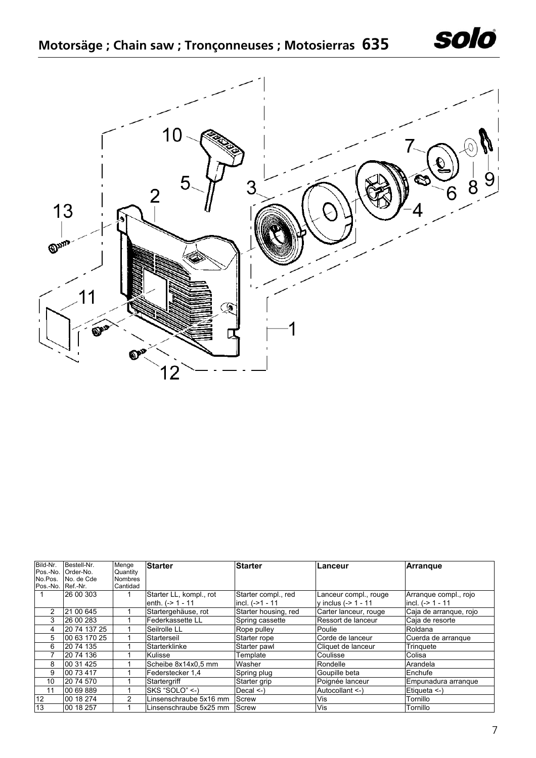# Motorsäge ; Chain saw ; Tronçonneuses ; Motosierras 635

| Bild-Nr. Pos.-No. No.Pos. Pos.-No. | Bestell-Nr. Order-No. No. de Cde Ref.-Nr. | Menge Quantity Nombres Cantidad | Starter | Starter | Lanceur | Arranque |
|---|---|---|---|---|---|---|
| 1 | 26 00 303 | 1 | Starter LL, kompl., rot enth. (-> 1 - 11 | Starter compl., red incl. (->1 - 11 | Lanceur compl., rouge y inclus (-> 1 - 11 | Arranque compl., rojo incl. (-> 1 - 11 |
| 2 | 21 00 645 | 1 | Startergehäuse, rot | Starter housing, red | Carter lanceur, rouge | Caja de arranque, rojo |
| 3 | 26 00 283 | 1 | Federkassette LL | Spring cassette | Ressort de lanceur | Caja de resorte |
| 4 | 20 74 137 25 | 1 | Seilrolle LL | Rope pulley | Poulie | Roldana |
| 5 | 00 63 170 25 | 1 | Starterseil | Starter rope | Corde de lanceur | Cuerda de arranque |
| 6 | 20 74 135 | 1 | Starterklinke | Starter pawl | Cliquet de lanceur | Trinquete |
| 7 | 20 74 136 | 1 | Kulisse | Template | Coulisse | Colisa |
| 8 | 00 31 425 | 1 | Scheibe 8x14x0,5 mm | Washer | Rondelle | Arandela |
| 9 | 00 73 417 | 1 | Federstecker 1,4 | Spring plug | Goupille beta | Enchufe |
| 10 | 20 74 570 | 1 | Startergriff | Starter grip | Poignée lanceur | Empunadura arranque |
| 11 | 00 69 889 | 1 | SKS "SOLO" <-) | Decal <-) | Autocollant <-) | Etiqueta <-) |
| 12 | 00 18 274 | 2 | Linsenschraube 5x16 mm | Screw | Vis | Tornillo |
| 13 | 00 18 257 | 1 | Linsenschraube 5x25 mm | Screw | Vis | Tornillo |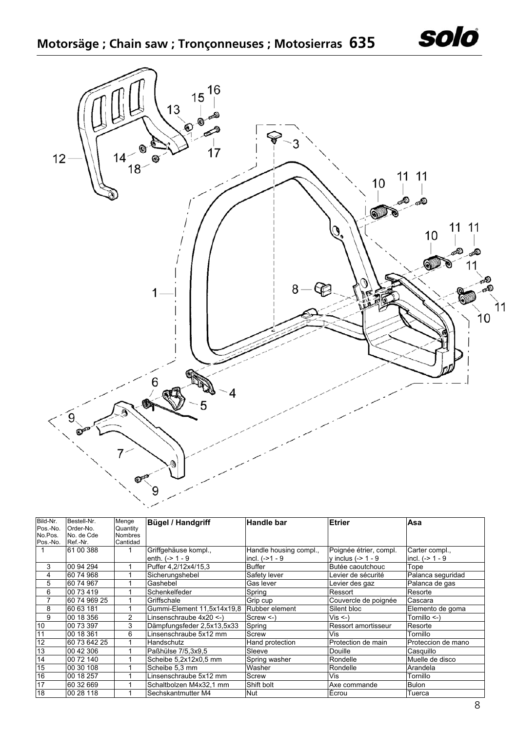# Motorsäge ; Chain saw ; Tronçonneuses ; Motosierras 635

| Bild-Nr. Pos.-No. No.Pos. Pos.-No. | Bestell-Nr. Order-No. No. de Cde Ref.-Nr. | Menge Quantity Nombres Cantidad | Bügel / Handgriff | Handle bar | Etrier | Asa |
|---|---|---|---|---|---|---|
| 1 | 61 00 388 | 1 | Griffgehäuse kompl., enth. (-> 1 - 9 | Handle housing compl., incl. (->1 - 9 | Poignée étrier, compl. y inclus (-> 1 - 9 | Carter compl., incl. (-> 1 - 9 |
| 3 | 00 94 294 | 1 | Puffer 4,2/12x4/15,3 | Buffer | Butée caoutchouc | Tope |
| 4 | 60 74 968 | 1 | Sicherungshebel | Safety lever | Levier de sécurité | Palanca seguridad |
| 5 | 60 74 967 | 1 | Gashebel | Gas lever | Levier des gaz | Palanca de gas |
| 6 | 00 73 419 | 1 | Schenkelfeder | Spring | Ressort | Resorte |
| 7 | 60 74 969 25 | 1 | Griffschale | Grip cup | Couvercle de poignée | Cascara |
| 8 | 60 63 181 | 1 | Gummi-Element 11,5x14x19,8 | Rubber element | Silent bloc | Elemento de goma |
| 9 | 00 18 356 | 2 | Linsenschraube 4x20 <-) | Screw <-) | Vis <-) | Tornillo <-) |
| 10 | 00 73 397 | 3 | Dämpfungsfeder 2,5x13,5x33 | Spring | Ressort amortisseur | Resorte |
| 11 | 00 18 361 | 6 | Linsenschraube 5x12 mm | Screw | Vis | Tornillo |
| 12 | 60 73 642 25 | 1 | Handschutz | Hand protection | Protection de main | Proteccion de mano |
| 13 | 00 42 306 | 1 | Paßhülse 7/5,3x9,5 | Sleeve | Douille | Casquillo |
| 14 | 00 72 140 | 1 | Scheibe 5,2x12x0,5 mm | Spring washer | Rondelle | Muelle de disco |
| 15 | 00 30 108 | 1 | Scheibe 5,3 mm | Washer | Rondelle | Arandela |
| 16 | 00 18 257 | 1 | Linsenschraube 5x12 mm | Screw | Vis | Tornillo |
| 17 | 60 32 669 | 1 | Schaltbolzen M4x32,1 mm | Shift bolt | Axe commande | Bulon |
| 18 | 00 28 118 | 1 | Sechskantmutter M4 | Nut | Écrou | Tuerca |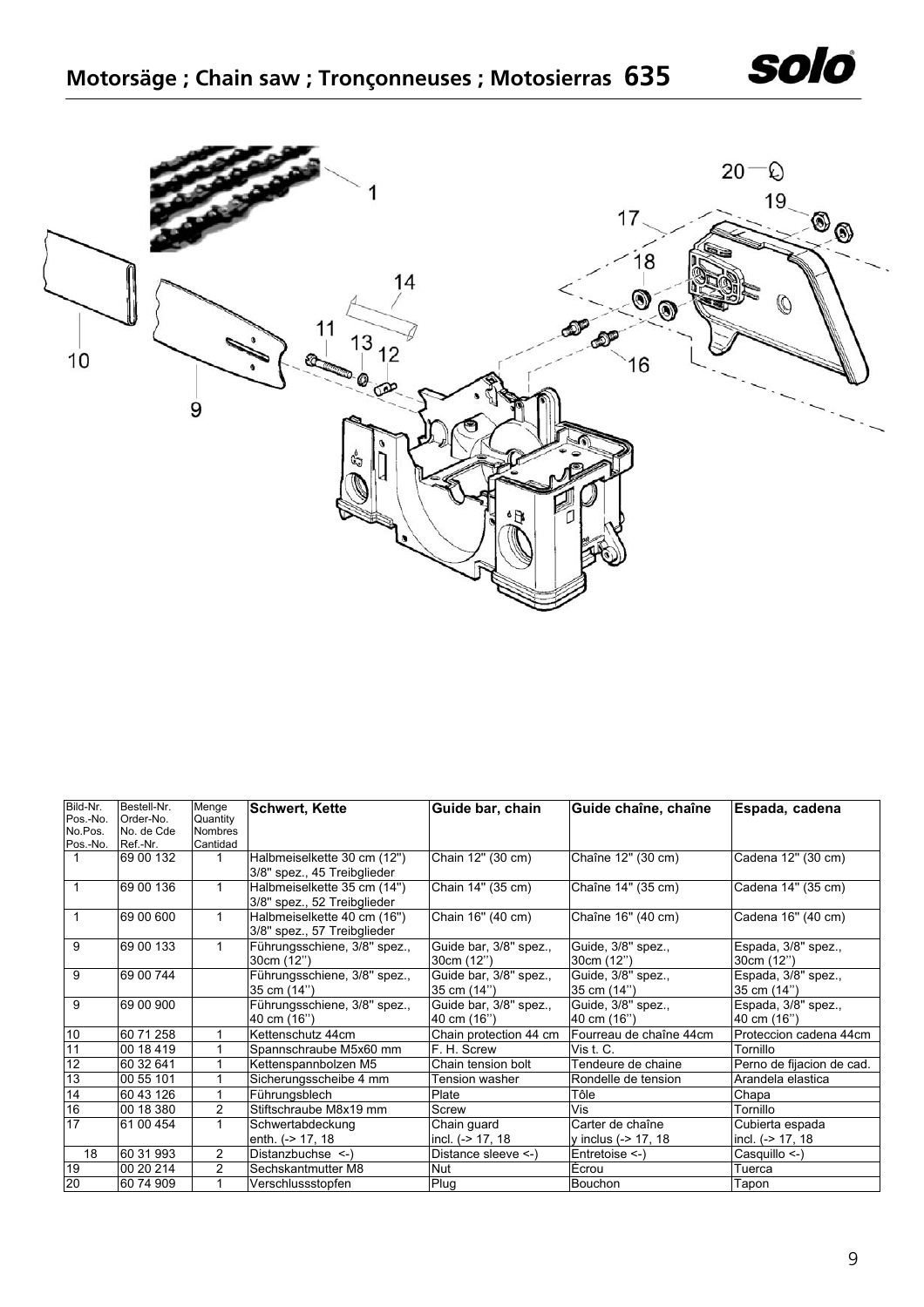# Motorsäge ; Chain saw ; Tronçonneuses ; Motosierras 635

| Bild-Nr. Pos.-No. No.Pos. Pos.-No. | Bestell-Nr. Order-No. No. de Cde Ref.-Nr. | Menge Quantity Nombres Cantidad | Schwert, Kette | Guide bar, chain | Guide chaîne, chaîne | Espada, cadena |
|---|---|---|---|---|---|---|
| 1 | 69 00 132 | 1 | Halbmeiselkette 30 cm (12") 3/8" spez., 45 Treibglieder | Chain 12" (30 cm) | Chaîne 12" (30 cm) | Cadena 12" (30 cm) |
| 1 | 69 00 136 | 1 | Halbmeiselkette 35 cm (14") 3/8" spez., 52 Treibglieder | Chain 14" (35 cm) | Chaîne 14" (35 cm) | Cadena 14" (35 cm) |
| 1 | 69 00 600 | 1 | Halbmeiselkette 40 cm (16") 3/8" spez., 57 Treibglieder | Chain 16" (40 cm) | Chaîne 16" (40 cm) | Cadena 16" (40 cm) |
| 9 | 69 00 133 | 1 | Führungsschiene, 3/8" spez., 30cm (12'') | Guide bar, 3/8" spez., 30cm (12'') | Guide, 3/8" spez., 30cm (12'') | Espada, 3/8" spez., 30cm (12'') |
| 9 | 69 00 744 | | Führungsschiene, 3/8" spez., 35 cm (14'') | Guide bar, 3/8" spez., 35 cm (14'') | Guide, 3/8" spez., 35 cm (14'') | Espada, 3/8" spez., 35 cm (14'') |
| 9 | 69 00 900 | | Führungsschiene, 3/8" spez., 40 cm (16'') | Guide bar, 3/8" spez., 40 cm (16'') | Guide, 3/8" spez., 40 cm (16'') | Espada, 3/8" spez., 40 cm (16'') |
| 10 | 60 71 258 | 1 | Kettenschutz 44cm | Chain protection 44 cm | Fourreau de chaîne 44cm | Proteccion cadena 44cm |
| 11 | 00 18 419 | 1 | Spannschraube M5x60 mm | F. H. Screw | Vis t. C. | Tornillo |
| 12 | 60 32 641 | 1 | Kettenspannbolzen M5 | Chain tension bolt | Tendeure de chaine | Perno de fijacion de cad. |
| 13 | 00 55 101 | 1 | Sicherungsscheibe 4 mm | Tension washer | Rondelle de tension | Arandela elastica |
| 14 | 60 43 126 | 1 | Führungsblech | Plate | Tôle | Chapa |
| 16 | 00 18 380 | 2 | Stiftschraube M8x19 mm | Screw | Vis | Tornillo |
| 17 | 61 00 454 | 1 | Schwertabdeckung enth. (-> 17, 18 | Chain guard incl. (-> 17, 18 | Carter de chaîne y inclus (-> 17, 18 | Cubierta espada incl. (-> 17, 18 |
| 18 | 60 31 993 | 2 | Distanzbuchse <-) | Distance sleeve <-) | Entretoise <-) | Casquillo <-) |
| 19 | 00 20 214 | 2 | Sechskantmutter M8 | Nut | Écrou | Tuerca |
| 20 | 60 74 909 | 1 | Verschlussstopfen | Plug | Bouchon | Tapon |